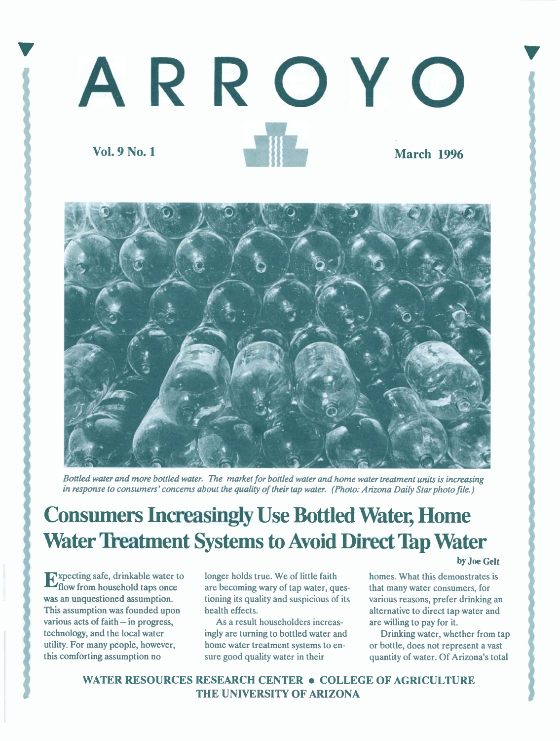# ARROYO

**Vol. 9 No. 1** **March 1996**

*Bottled water and more bottled water. The market for bottled water and home water treatment units is increasing in response to consumers' concerns about the quality of their tap water. (Photo: Arizona Daily Star photo file.)*

## Consumers Increasingly Use Bottled Water, Home Water Treatment Systems to Avoid Direct Tap Water

**by Joe Gelt**

Expecting safe, drinkable water to flow from household taps once was an unquestioned assumption. This assumption was founded upon various acts of faith – in progress, technology, and the local water utility. For many people, however, this comforting assumption no longer holds true. We of little faith are becoming wary of tap water, questioning its quality and suspicious of its health effects.

As a result householders increasingly are turning to bottled water and home water treatment systems to ensure good quality water in their homes. What this demonstrates is that many water consumers, for various reasons, prefer drinking an alternative to direct tap water and are willing to pay for it.

Drinking water, whether from tap or bottle, does not represent a vast quantity of water. Of Arizona's total

**WATER RESOURCES RESEARCH CENTER • COLLEGE OF AGRICULTURE THE UNIVERSITY OF ARIZONA**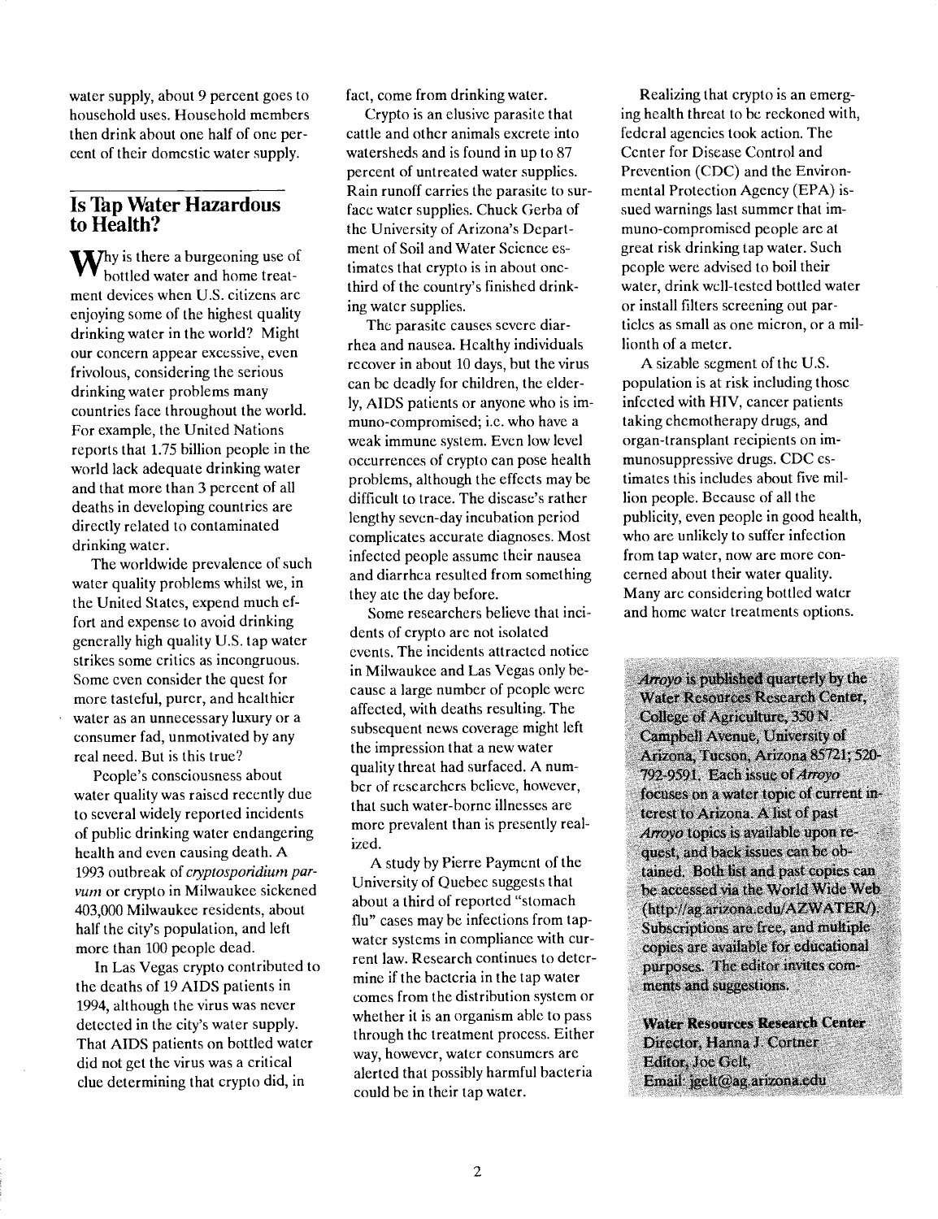water supply, about 9 percent goes to household uses. Household members then drink about one half of one percent of their domestic water supply.

## Is Tap Water Hazardous to Health?

Why is there a burgeoning use of bottled water and home treatment devices when U.S. citizens are enjoying some of the highest quality drinking water in the world? Might our concern appear excessive, even frivolous, considering the serious drinking water problems many countries face throughout the world. For example, the United Nations reports that 1.75 billion people in the world lack adequate drinking water and that more than 3 percent of all deaths in developing countries are directly related to contaminated drinking water.

The worldwide prevalence of such water quality problems whilst we, in the United States, expend much effort and expense to avoid drinking generally high quality U.S. tap water strikes some critics as incongruous. Some even consider the quest for more tasteful, purer, and healthier water as an unnecessary luxury or a consumer fad, unmotivated by any real need. But is this true?

People's consciousness about water quality was raised recently due to several widely reported incidents of public drinking water endangering health and even causing death. A 1993 outbreak of *cryptosporidium parvum* or crypto in Milwaukee sickened 403,000 Milwaukee residents, about half the city's population, and left more than 100 people dead.

In Las Vegas crypto contributed to the deaths of 19 AIDS patients in 1994, although the virus was never detected in the city's water supply. That AIDS patients on bottled water did not get the virus was a critical clue determining that crypto did, in fact, come from drinking water.

Crypto is an elusive parasite that cattle and other animals excrete into watersheds and is found in up to 87 percent of untreated water supplies. Rain runoff carries the parasite to surface water supplies. Chuck Gerba of the University of Arizona's Department of Soil and Water Science estimates that crypto is in about one-third of the country's finished drinking water supplies.

The parasite causes severe diarrhea and nausea. Healthy individuals recover in about 10 days, but the virus can be deadly for children, the elderly, AIDS patients or anyone who is immuno-compromised; i.e. who have a weak immune system. Even low level occurrences of crypto can pose health problems, although the effects may be difficult to trace. The disease's rather lengthy seven-day incubation period complicates accurate diagnoses. Most infected people assume their nausea and diarrhea resulted from something they ate the day before.

Some researchers believe that incidents of crypto are not isolated events. The incidents attracted notice in Milwaukee and Las Vegas only because a large number of people were affected, with deaths resulting. The subsequent news coverage might left the impression that a new water quality threat had surfaced. A number of researchers believe, however, that such water-borne illnesses are more prevalent than is presently realized.

A study by Pierre Payment of the University of Quebec suggests that about a third of reported "stomach flu" cases may be infections from tap-water systems in compliance with current law. Research continues to determine if the bacteria in the tap water comes from the distribution system or whether it is an organism able to pass through the treatment process. Either way, however, water consumers are alerted that possibly harmful bacteria could be in their tap water.

Realizing that crypto is an emerging health threat to be reckoned with, federal agencies took action. The Center for Disease Control and Prevention (CDC) and the Environmental Protection Agency (EPA) issued warnings last summer that immuno-compromised people are at great risk drinking tap water. Such people were advised to boil their water, drink well-tested bottled water or install filters screening out particles as small as one micron, or a millionth of a meter.

A sizable segment of the U.S. population is at risk including those infected with HIV, cancer patients taking chemotherapy drugs, and organ-transplant recipients on immunosuppressive drugs. CDC estimates this includes about five million people. Because of all the publicity, even people in good health, who are unlikely to suffer infection from tap water, now are more concerned about their water quality. Many are considering bottled water and home water treatments options.

*Arroyo* is published quarterly by the Water Resources Research Center, College of Agriculture, 350 N. Campbell Avenue, University of Arizona, Tucson, Arizona 85721; 520-792-9591. Each issue of *Arroyo* focuses on a water topic of current interest to Arizona. A list of past *Arroyo* topics is available upon request, and back issues can be obtained. Both list and past copies can be accessed via the World Wide Web (http://ag.arizona.edu/AZWATER/). Subscriptions are free, and multiple copies are available for educational purposes. The editor invites comments and suggestions.

**Water Resources Research Center**
**Director, Hanna J. Cortner**
**Editor, Joe Gelt,**
**Email: jgelt@ag.arizona.edu**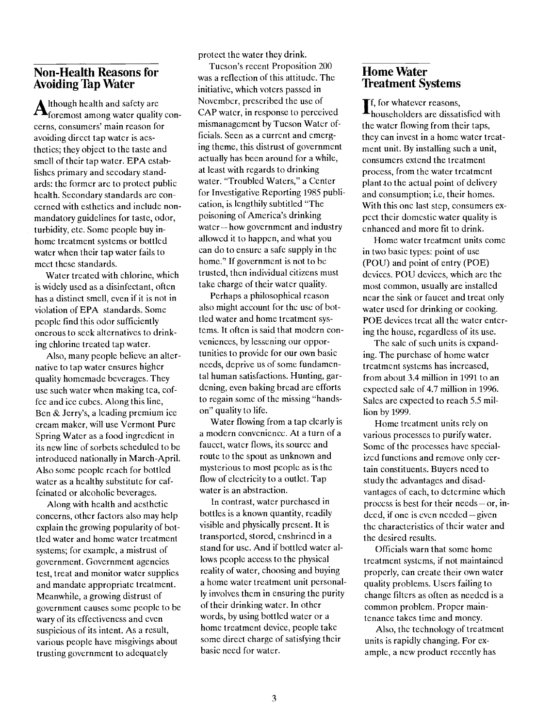## Non-Health Reasons for Avoiding Tap Water

Although health and safety are foremost among water quality concerns, consumers' main reason for avoiding direct tap water is aesthetics; they object to the taste and smell of their tap water. EPA establishes primary and secodary standards: the former are to protect public health. Secondary standards are concerned with esthetics and include nonmandatory guidelines for taste, odor, turbidity, etc. Some people buy in-home treatment systems or bottled water when their tap water fails to meet these standards.

Water treated with chlorine, which is widely used as a disinfectant, often has a distinct smell, even if it is not in violation of EPA standards. Some people find this odor sufficiently onerous to seek alternatives to drinking chlorine treated tap water.

Also, many people believe an alternative to tap water ensures higher quality homemade beverages. They use such water when making tea, coffee and ice cubes. Along this line, Ben & Jerry's, a leading premium ice cream maker, will use Vermont Pure Spring Water as a food ingredient in its new line of sorbets scheduled to be introduced nationally in March-April. Also some people reach for bottled water as a healthy substitute for caffeinated or alcoholic beverages.

Along with health and aesthetic concerns, other factors also may help explain the growing popularity of bottled water and home water treatment systems; for example, a mistrust of government. Government agencies test, treat and monitor water supplies and mandate appropriate treatment. Meanwhile, a growing distrust of government causes some people to be wary of its effectiveness and even suspicious of its intent. As a result, various people have misgivings about trusting government to adequately protect the water they drink.

Tucson's recent Proposition 200 was a reflection of this attitude. The initiative, which voters passed in November, prescribed the use of CAP water, in response to perceived mismanagement by Tucson Water officials. Seen as a current and emerging theme, this distrust of government actually has been around for a while, at least with regards to drinking water. "Troubled Waters," a Center for Investigative Reporting 1985 publication, is lengthily subtitled "The poisoning of America's drinking water – how government and industry allowed it to happen, and what you can do to ensure a safe supply in the home." If government is not to be trusted, then individual citizens must take charge of their water quality.

Perhaps a philosophical reason also might account for the use of bottled water and home treatment systems. It often is said that modern conveniences, by lessening our opportunities to provide for our own basic needs, deprive us of some fundamental human satisfactions. Hunting, gardening, even baking bread are efforts to regain some of the missing "hands-on" quality to life.

Water flowing from a tap clearly is a modern convenience. At a turn of a faucet, water flows, its source and route to the spout as unknown and mysterious to most people as is the flow of electricity to a outlet. Tap water is an abstraction.

In contrast, water purchased in bottles is a known quantity, readily visible and physically present. It is transported, stored, enshrined in a stand for use. And if bottled water allows people access to the physical reality of water, choosing and buying a home water treatment unit personally involves them in ensuring the purity of their drinking water. In other words, by using bottled water or a home treatment device, people take some direct charge of satisfying their basic need for water.

## Home Water Treatment Systems

If, for whatever reasons, householders are dissatisfied with the water flowing from their taps, they can invest in a home water treatment unit. By installing such a unit, consumers extend the treatment process, from the water treatment plant to the actual point of delivery and consumption; i.e, their homes. With this one last step, consumers expect their domestic water quality is enhanced and more fit to drink.

Home water treatment units come in two basic types: point of use (POU) and point of entry (POE) devices. POU devices, which are the most common, usually are installed near the sink or faucet and treat only water used for drinking or cooking. POE devices treat all the water entering the house, regardless of its use.

The sale of such units is expanding. The purchase of home water treatment systems has increased, from about 3.4 million in 1991 to an expected sale of 4.7 million in 1996. Sales are expected to reach 5.5 million by 1999.

Home treatment units rely on various processes to purify water. Some of the processes have specialized functions and remove only certain constituents. Buyers need to study the advantages and disadvantages of each, to determine which process is best for their needs – or, indeed, if one is even needed – given the characteristics of their water and the desired results.

Officials warn that some home treatment systems, if not maintained properly, can create their own water quality problems. Users failing to change filters as often as needed is a common problem. Proper maintenance takes time and money.

Also, the technology of treatment units is rapidly changing. For example, a new product recently has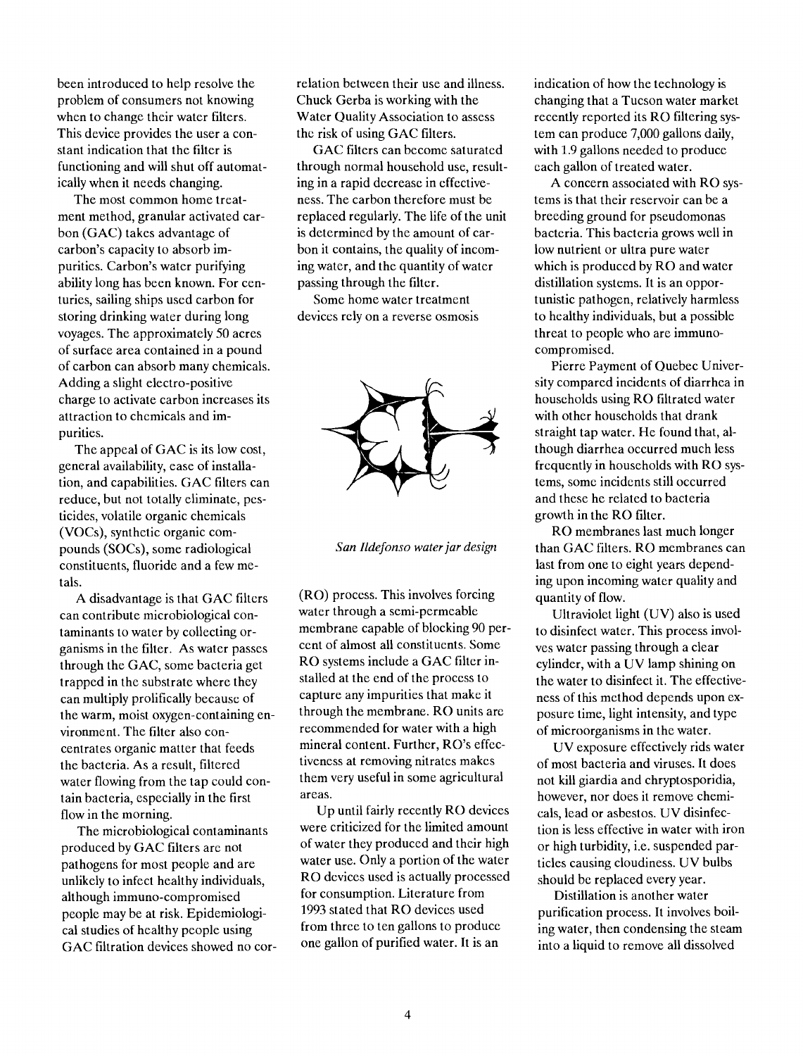been introduced to help resolve the problem of consumers not knowing when to change their water filters. This device provides the user a constant indication that the filter is functioning and will shut off automatically when it needs changing.

The most common home treatment method, granular activated carbon (GAC) takes advantage of carbon's capacity to absorb impurities. Carbon's water purifying ability long has been known. For centuries, sailing ships used carbon for storing drinking water during long voyages. The approximately 50 acres of surface area contained in a pound of carbon can absorb many chemicals. Adding a slight electro-positive charge to activate carbon increases its attraction to chemicals and impurities.

The appeal of GAC is its low cost, general availability, ease of installation, and capabilities. GAC filters can reduce, but not totally eliminate, pesticides, volatile organic chemicals (VOCs), synthetic organic compounds (SOCs), some radiological constituents, fluoride and a few metals.

A disadvantage is that GAC filters can contribute microbiological contaminants to water by collecting organisms in the filter. As water passes through the GAC, some bacteria get trapped in the substrate where they can multiply prolifically because of the warm, moist oxygen-containing environment. The filter also concentrates organic matter that feeds the bacteria. As a result, filtered water flowing from the tap could contain bacteria, especially in the first flow in the morning.

The microbiological contaminants produced by GAC filters are not pathogens for most people and are unlikely to infect healthy individuals, although immuno-compromised people may be at risk. Epidemiological studies of healthy people using GAC filtration devices showed no correlation between their use and illness. Chuck Gerba is working with the Water Quality Association to assess the risk of using GAC filters.

GAC filters can become saturated through normal household use, resulting in a rapid decrease in effectiveness. The carbon therefore must be replaced regularly. The life of the unit is determined by the amount of carbon it contains, the quality of incoming water, and the quantity of water passing through the filter.

Some home water treatment devices rely on a reverse osmosis (RO) process. This involves forcing water through a semi-permeable membrane capable of blocking 90 percent of almost all constituents. Some RO systems include a GAC filter installed at the end of the process to capture any impurities that make it through the membrane. RO units are recommended for water with a high mineral content. Further, RO's effectiveness at removing nitrates makes them very useful in some agricultural areas.

*San Ildefonso water jar design*

Up until fairly recently RO devices were criticized for the limited amount of water they produced and their high water use. Only a portion of the water RO devices used is actually processed for consumption. Literature from 1993 stated that RO devices used from three to ten gallons to produce one gallon of purified water. It is an indication of how the technology is changing that a Tucson water market recently reported its RO filtering system can produce 7,000 gallons daily, with 1.9 gallons needed to produce each gallon of treated water.

A concern associated with RO systems is that their reservoir can be a breeding ground for pseudomonas bacteria. This bacteria grows well in low nutrient or ultra pure water which is produced by RO and water distillation systems. It is an opportunistic pathogen, relatively harmless to healthy individuals, but a possible threat to people who are immuno-compromised.

Pierre Payment of Quebec University compared incidents of diarrhea in households using RO filtrated water with other households that drank straight tap water. He found that, although diarrhea occurred much less frequently in households with RO systems, some incidents still occurred and these he related to bacteria growth in the RO filter.

RO membranes last much longer than GAC filters. RO membranes can last from one to eight years depending upon incoming water quality and quantity of flow.

Ultraviolet light (UV) also is used to disinfect water. This process involves water passing through a clear cylinder, with a UV lamp shining on the water to disinfect it. The effectiveness of this method depends upon exposure time, light intensity, and type of microorganisms in the water.

UV exposure effectively rids water of most bacteria and viruses. It does not kill giardia and chryptosporidia, however, nor does it remove chemicals, lead or asbestos. UV disinfection is less effective in water with iron or high turbidity, i.e. suspended particles causing cloudiness. UV bulbs should be replaced every year.

Distillation is another water purification process. It involves boiling water, then condensing the steam into a liquid to remove all dissolved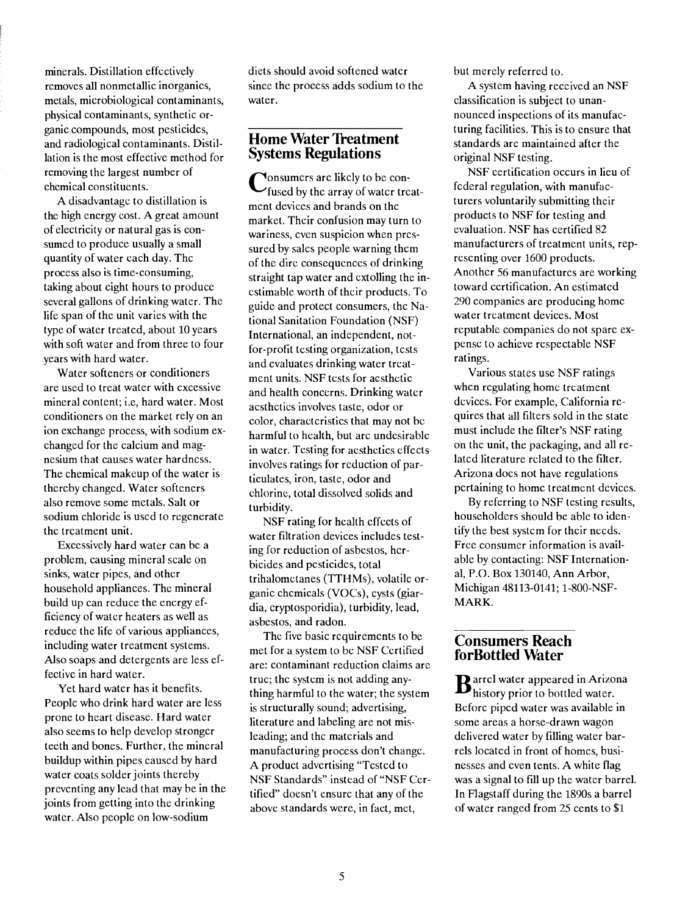minerals. Distillation effectively removes all nonmetallic inorganics, metals, microbiological contaminants, physical contaminants, synthetic organic compounds, most pesticides, and radiological contaminants. Distillation is the most effective method for removing the largest number of chemical constituents.

A disadvantage to distillation is the high energy cost. A great amount of electricity or natural gas is consumed to produce usually a small quantity of water each day. The process also is time-consuming, taking about eight hours to produce several gallons of drinking water. The life span of the unit varies with the type of water treated, about 10 years with soft water and from three to four years with hard water.

Water softeners or conditioners are used to treat water with excessive mineral content; i.e, hard water. Most conditioners on the market rely on an ion exchange process, with sodium exchanged for the calcium and magnesium that causes water hardness. The chemical makeup of the water is thereby changed. Water softeners also remove some metals. Salt or sodium chloride is used to regenerate the treatment unit.

Excessively hard water can be a problem, causing mineral scale on sinks, water pipes, and other household appliances. The mineral build up can reduce the energy efficiency of water heaters as well as reduce the life of various appliances, including water treatment systems. Also soaps and detergents are less effective in hard water.

Yet hard water has it benefits. People who drink hard water are less prone to heart disease. Hard water also seems to help develop stronger teeth and bones. Further, the mineral buildup within pipes caused by hard water coats solder joints thereby preventing any lead that may be in the joints from getting into the drinking water. Also people on low-sodium diets should avoid softened water since the process adds sodium to the water.

## Home Water Treatment Systems Regulations

Consumers are likely to be confused by the array of water treatment devices and brands on the market. Their confusion may turn to wariness, even suspicion when pressured by sales people warning them of the dire consequences of drinking straight tap water and extolling the inestimable worth of their products. To guide and protect consumers, the National Sanitation Foundation (NSF) International, an independent, not-for-profit testing organization, tests and evaluates drinking water treatment units. NSF tests for aesthetic and health concerns. Drinking water aesthetics involves taste, odor or color, characteristics that may not be harmful to health, but are undesirable in water. Testing for aesthetics effects involves ratings for reduction of particulates, iron, taste, odor and chlorine, total dissolved solids and turbidity.

NSF rating for health effects of water filtration devices includes testing for reduction of asbestos, herbicides and pesticides, total trihalometanes (TTHMs), volatile organic chemicals (VOCs), cysts (giardia, cryptosporidia), turbidity, lead, asbestos, and radon.

The five basic requirements to be met for a system to be NSF Certified are: contaminant reduction claims are true; the system is not adding anything harmful to the water; the system is structurally sound; advertising, literature and labeling are not misleading; and the materials and manufacturing process don't change. A product advertising "Tested to NSF Standards" instead of "NSF Certified" doesn't ensure that any of the above standards were, in fact, met, but merely referred to.

A system having received an NSF classification is subject to unannounced inspections of its manufacturing facilities. This is to ensure that standards are maintained after the original NSF testing.

NSF certification occurs in lieu of federal regulation, with manufacturers voluntarily submitting their products to NSF for testing and evaluation. NSF has certified 82 manufacturers of treatment units, representing over 1600 products. Another 56 manufactures are working toward certification. An estimated 290 companies are producing home water treatment devices. Most reputable companies do not spare expense to achieve respectable NSF ratings.

Various states use NSF ratings when regulating home treatment devices. For example, California requires that all filters sold in the state must include the filter's NSF rating on the unit, the packaging, and all related literature related to the filter. Arizona does not have regulations pertaining to home treatment devices.

By referring to NSF testing results, householders should be able to identify the best system for their needs. Free consumer information is available by contacting: NSF International, P.O. Box 130140, Ann Arbor, Michigan 48113-0141; 1-800-NSF-MARK.

## Consumers Reach forBottled Water

Barrel water appeared in Arizona history prior to bottled water. Before piped water was available in some areas a horse-drawn wagon delivered water by filling water barrels located in front of homes, businesses and even tents. A white flag was a signal to fill up the water barrel. In Flagstaff during the 1890s a barrel of water ranged from 25 cents to $1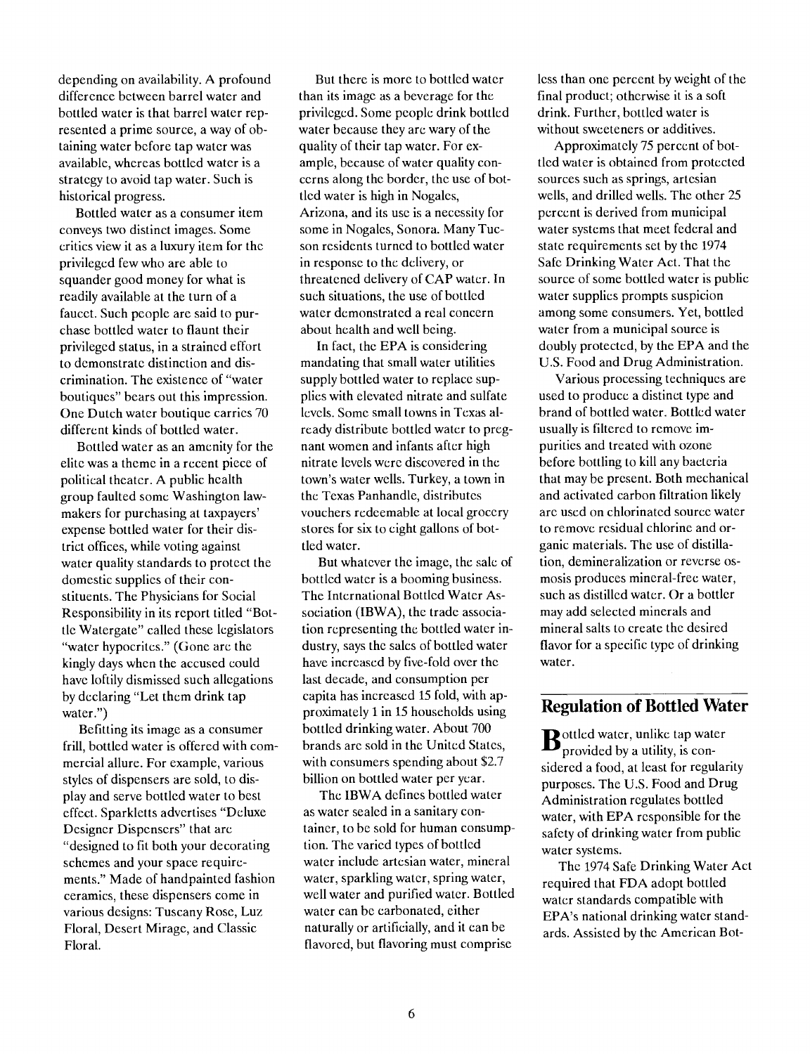depending on availability. A profound difference between barrel water and bottled water is that barrel water represented a prime source, a way of obtaining water before tap water was available, whereas bottled water is a strategy to avoid tap water. Such is historical progress.

Bottled water as a consumer item conveys two distinct images. Some critics view it as a luxury item for the privileged few who are able to squander good money for what is readily available at the turn of a faucet. Such people are said to purchase bottled water to flaunt their privileged status, in a strained effort to demonstrate distinction and discrimination. The existence of "water boutiques" bears out this impression. One Dutch water boutique carries 70 different kinds of bottled water.

Bottled water as an amenity for the elite was a theme in a recent piece of political theater. A public health group faulted some Washington lawmakers for purchasing at taxpayers' expense bottled water for their district offices, while voting against water quality standards to protect the domestic supplies of their constituents. The Physicians for Social Responsibility in its report titled "Bottle Watergate" called these legislators "water hypocrites." (Gone are the kingly days when the accused could have loftily dismissed such allegations by declaring "Let them drink tap water.")

Befitting its image as a consumer frill, bottled water is offered with commercial allure. For example, various styles of dispensers are sold, to display and serve bottled water to best effect. Sparkletts advertises "Deluxe Designer Dispensers" that are "designed to fit both your decorating schemes and your space requirements." Made of handpainted fashion ceramics, these dispensers come in various designs: Tuscany Rose, Luz Floral, Desert Mirage, and Classic Floral.

But there is more to bottled water than its image as a beverage for the privileged. Some people drink bottled water because they are wary of the quality of their tap water. For example, because of water quality concerns along the border, the use of bottled water is high in Nogales, Arizona, and its use is a necessity for some in Nogales, Sonora. Many Tucson residents turned to bottled water in response to the delivery, or threatened delivery of CAP water. In such situations, the use of bottled water demonstrated a real concern about health and well being.

In fact, the EPA is considering mandating that small water utilities supply bottled water to replace supplies with elevated nitrate and sulfate levels. Some small towns in Texas already distribute bottled water to pregnant women and infants after high nitrate levels were discovered in the town's water wells. Turkey, a town in the Texas Panhandle, distributes vouchers redeemable at local grocery stores for six to eight gallons of bottled water.

But whatever the image, the sale of bottled water is a booming business. The International Bottled Water Association (IBWA), the trade association representing the bottled water industry, says the sales of bottled water have increased by five-fold over the last decade, and consumption per capita has increased 15 fold, with approximately 1 in 15 households using bottled drinking water. About 700 brands are sold in the United States, with consumers spending about $2.7 billion on bottled water per year.

The IBWA defines bottled water as water sealed in a sanitary container, to be sold for human consumption. The varied types of bottled water include artesian water, mineral water, sparkling water, spring water, well water and purified water. Bottled water can be carbonated, either naturally or artificially, and it can be flavored, but flavoring must comprise less than one percent by weight of the final product; otherwise it is a soft drink. Further, bottled water is without sweeteners or additives.

Approximately 75 percent of bottled water is obtained from protected sources such as springs, artesian wells, and drilled wells. The other 25 percent is derived from municipal water systems that meet federal and state requirements set by the 1974 Safe Drinking Water Act. That the source of some bottled water is public water supplies prompts suspicion among some consumers. Yet, bottled water from a municipal source is doubly protected, by the EPA and the U.S. Food and Drug Administration.

Various processing techniques are used to produce a distinct type and brand of bottled water. Bottled water usually is filtered to remove impurities and treated with ozone before bottling to kill any bacteria that may be present. Both mechanical and activated carbon filtration likely are used on chlorinated source water to remove residual chlorine and organic materials. The use of distillation, demineralization or reverse osmosis produces mineral-free water, such as distilled water. Or a bottler may add selected minerals and mineral salts to create the desired flavor for a specific type of drinking water.

## Regulation of Bottled Water

Bottled water, unlike tap water provided by a utility, is considered a food, at least for regularity purposes. The U.S. Food and Drug Administration regulates bottled water, with EPA responsible for the safety of drinking water from public water systems.

The 1974 Safe Drinking Water Act required that FDA adopt bottled water standards compatible with EPA's national drinking water standards. Assisted by the American Bot-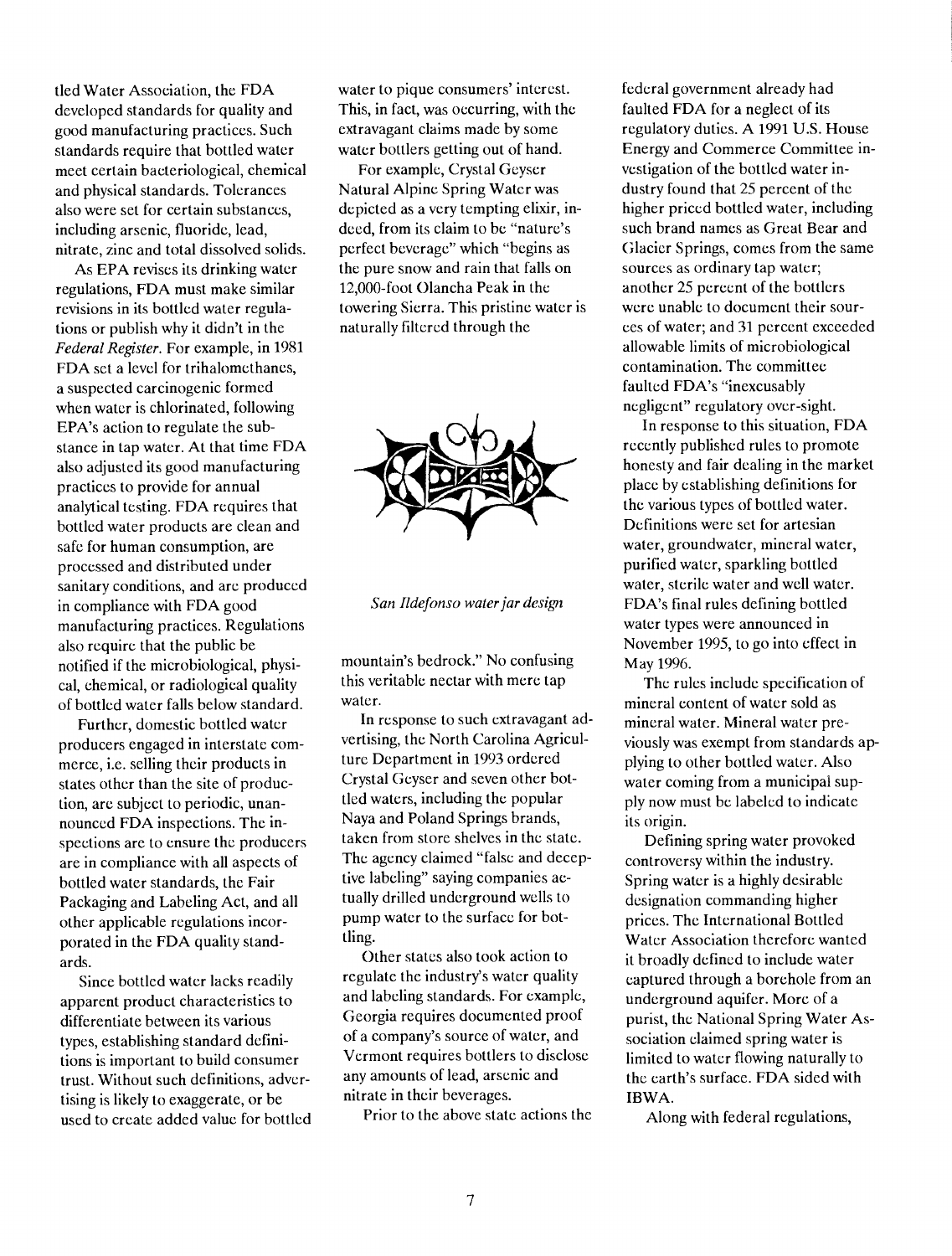tled Water Association, the FDA developed standards for quality and good manufacturing practices. Such standards require that bottled water meet certain bacteriological, chemical and physical standards. Tolerances also were set for certain substances, including arsenic, fluoride, lead, nitrate, zinc and total dissolved solids.

As EPA revises its drinking water regulations, FDA must make similar revisions in its bottled water regulations or publish why it didn't in the *Federal Register*. For example, in 1981 FDA set a level for trihalomethanes, a suspected carcinogenic formed when water is chlorinated, following EPA's action to regulate the substance in tap water. At that time FDA also adjusted its good manufacturing practices to provide for annual analytical testing. FDA requires that bottled water products are clean and safe for human consumption, are processed and distributed under sanitary conditions, and are produced in compliance with FDA good manufacturing practices. Regulations also require that the public be notified if the microbiological, physical, chemical, or radiological quality of bottled water falls below standard.

Further, domestic bottled water producers engaged in interstate commerce, i.e. selling their products in states other than the site of production, are subject to periodic, unannounced FDA inspections. The inspections are to ensure the producers are in compliance with all aspects of bottled water standards, the Fair Packaging and Labeling Act, and all other applicable regulations incorporated in the FDA quality standards.

Since bottled water lacks readily apparent product characteristics to differentiate between its various types, establishing standard definitions is important to build consumer trust. Without such definitions, advertising is likely to exaggerate, or be used to create added value for bottled water to pique consumers' interest. This, in fact, was occurring, with the extravagant claims made by some water bottlers getting out of hand.

For example, Crystal Geyser Natural Alpine Spring Water was depicted as a very tempting elixir, indeed, from its claim to be "nature's perfect beverage" which "begins as the pure snow and rain that falls on 12,000-foot Olancha Peak in the towering Sierra. This pristine water is naturally filtered through the mountain's bedrock." No confusing this veritable nectar with mere tap water.

*San Ildefonso water jar design*

In response to such extravagant advertising, the North Carolina Agriculture Department in 1993 ordered Crystal Geyser and seven other bottled waters, including the popular Naya and Poland Springs brands, taken from store shelves in the state. The agency claimed "false and deceptive labeling" saying companies actually drilled underground wells to pump water to the surface for bottling.

Other states also took action to regulate the industry's water quality and labeling standards. For example, Georgia requires documented proof of a company's source of water, and Vermont requires bottlers to disclose any amounts of lead, arsenic and nitrate in their beverages.

Prior to the above state actions the federal government already had faulted FDA for a neglect of its regulatory duties. A 1991 U.S. House Energy and Commerce Committee investigation of the bottled water industry found that 25 percent of the higher priced bottled water, including such brand names as Great Bear and Glacier Springs, comes from the same sources as ordinary tap water; another 25 percent of the bottlers were unable to document their sources of water; and 31 percent exceeded allowable limits of microbiological contamination. The committee faulted FDA's "inexcusably negligent" regulatory over-sight.

In response to this situation, FDA recently published rules to promote honesty and fair dealing in the market place by establishing definitions for the various types of bottled water. Definitions were set for artesian water, groundwater, mineral water, purified water, sparkling bottled water, sterile water and well water. FDA's final rules defining bottled water types were announced in November 1995, to go into effect in May 1996.

The rules include specification of mineral content of water sold as mineral water. Mineral water previously was exempt from standards applying to other bottled water. Also water coming from a municipal supply now must be labeled to indicate its origin.

Defining spring water provoked controversy within the industry. Spring water is a highly desirable designation commanding higher prices. The International Bottled Water Association therefore wanted it broadly defined to include water captured through a borehole from an underground aquifer. More of a purist, the National Spring Water Association claimed spring water is limited to water flowing naturally to the earth's surface. FDA sided with IBWA.

Along with federal regulations,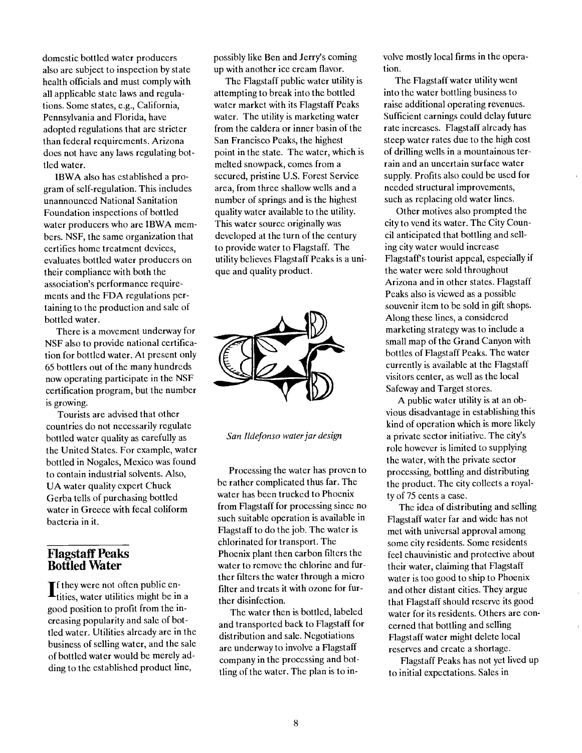domestic bottled water producers also are subject to inspection by state health officials and must comply with all applicable state laws and regulations. Some states, e.g., California, Pennsylvania and Florida, have adopted regulations that are stricter than federal requirements. Arizona does not have any laws regulating bottled water.

IBWA also has established a program of self-regulation. This includes unannounced National Sanitation Foundation inspections of bottled water producers who are IBWA members. NSF, the same organization that certifies home treatment devices, evaluates bottled water producers on their compliance with both the association's performance requirements and the FDA regulations pertaining to the production and sale of bottled water.

There is a movement underway for NSF also to provide national certification for bottled water. At present only 65 bottlers out of the many hundreds now operating participate in the NSF certification program, but the number is growing.

Tourists are advised that other countries do not necessarily regulate bottled water quality as carefully as the United States. For example, water bottled in Nogales, Mexico was found to contain industrial solvents. Also, UA water quality expert Chuck Gerba tells of purchasing bottled water in Greece with fecal coliform bacteria in it.

## Flagstaff Peaks Bottled Water

If they were not often public entities, water utilities might be in a good position to profit from the increasing popularity and sale of bottled water. Utilities already are in the business of selling water, and the sale of bottled water would be merely adding to the established product line, possibly like Ben and Jerry's coming up with another ice cream flavor.

The Flagstaff public water utility is attempting to break into the bottled water market with its Flagstaff Peaks water. The utility is marketing water from the caldera or inner basin of the San Francisco Peaks, the highest point in the state. The water, which is melted snowpack, comes from a secured, pristine U.S. Forest Service area, from three shallow wells and a number of springs and is the highest quality water available to the utility. This water source originally was developed at the turn of the century to provide water to Flagstaff. The utility believes Flagstaff Peaks is a unique and quality product.

*San Ildefonso water jar design*

Processing the water has proven to be rather complicated thus far. The water has been trucked to Phoenix from Flagstaff for processing since no such suitable operation is available in Flagstaff to do the job. The water is chlorinated for transport. The Phoenix plant then carbon filters the water to remove the chlorine and further filters the water through a micro filter and treats it with ozone for further disinfection.

The water then is bottled, labeled and transported back to Flagstaff for distribution and sale. Negotiations are underway to involve a Flagstaff company in the processing and bottling of the water. The plan is to involve mostly local firms in the operation.

The Flagstaff water utility went into the water bottling business to raise additional operating revenues. Sufficient earnings could delay future rate increases. Flagstaff already has steep water rates due to the high cost of drilling wells in a mountainous terrain and an uncertain surface water supply. Profits also could be used for needed structural improvements, such as replacing old water lines.

Other motives also prompted the city to vend its water. The City Council anticipated that bottling and selling city water would increase Flagstaff's tourist appeal, especially if the water were sold throughout Arizona and in other states. Flagstaff Peaks also is viewed as a possible souvenir item to be sold in gift shops. Along these lines, a considered marketing strategy was to include a small map of the Grand Canyon with bottles of Flagstaff Peaks. The water currently is available at the Flagstaff visitors center, as well as the local Safeway and Target stores.

A public water utility is at an obvious disadvantage in establishing this kind of operation which is more likely a private sector initiative. The city's role however is limited to supplying the water, with the private sector processing, bottling and distributing the product. The city collects a royalty of 75 cents a case.

The idea of distributing and selling Flagstaff water far and wide has not met with universal approval among some city residents. Some residents feel chauvinistic and protective about their water, claiming that Flagstaff water is too good to ship to Phoenix and other distant cities. They argue that Flagstaff should reserve its good water for its residents. Others are concerned that bottling and selling Flagstaff water might delete local reserves and create a shortage.

Flagstaff Peaks has not yet lived up to initial expectations. Sales in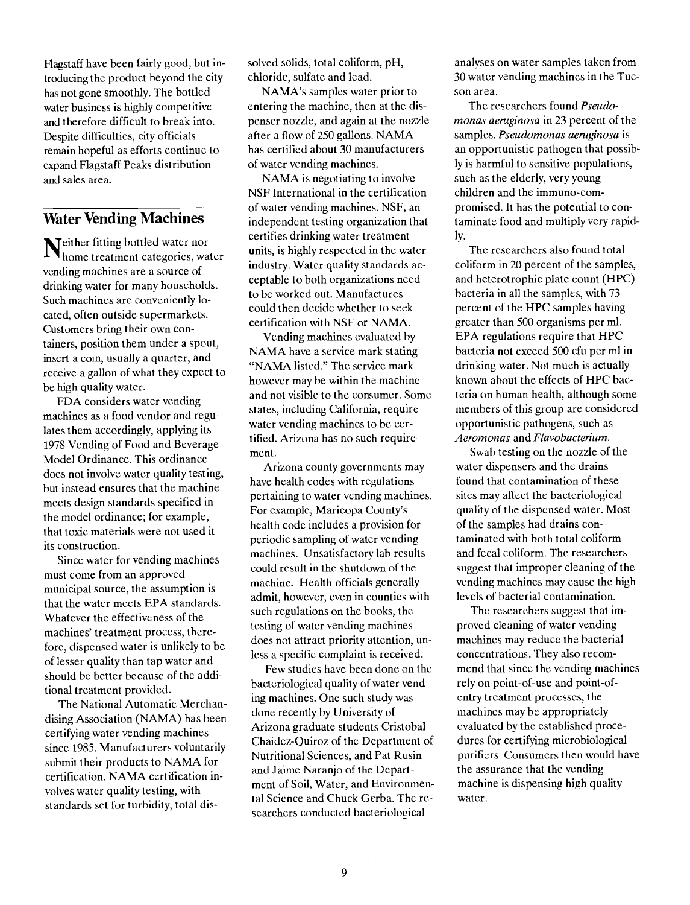Flagstaff have been fairly good, but introducing the product beyond the city has not gone smoothly. The bottled water business is highly competitive and therefore difficult to break into. Despite difficulties, city officials remain hopeful as efforts continue to expand Flagstaff Peaks distribution and sales area.

## Water Vending Machines

Neither fitting bottled water nor home treatment categories, water vending machines are a source of drinking water for many households. Such machines are conveniently located, often outside supermarkets. Customers bring their own containers, position them under a spout, insert a coin, usually a quarter, and receive a gallon of what they expect to be high quality water.

FDA considers water vending machines as a food vendor and regulates them accordingly, applying its 1978 Vending of Food and Beverage Model Ordinance. This ordinance does not involve water quality testing, but instead ensures that the machine meets design standards specified in the model ordinance; for example, that toxic materials were not used it its construction.

Since water for vending machines must come from an approved municipal source, the assumption is that the water meets EPA standards. Whatever the effectiveness of the machines' treatment process, therefore, dispensed water is unlikely to be of lesser quality than tap water and should be better because of the additional treatment provided.

The National Automatic Merchandising Association (NAMA) has been certifying water vending machines since 1985. Manufacturers voluntarily submit their products to NAMA for certification. NAMA certification involves water quality testing, with standards set for turbidity, total dissolved solids, total coliform, pH, chloride, sulfate and lead.

NAMA's samples water prior to entering the machine, then at the dispenser nozzle, and again at the nozzle after a flow of 250 gallons. NAMA has certified about 30 manufacturers of water vending machines.

NAMA is negotiating to involve NSF International in the certification of water vending machines. NSF, an independent testing organization that certifies drinking water treatment units, is highly respected in the water industry. Water quality standards acceptable to both organizations need to be worked out. Manufactures could then decide whether to seek certification with NSF or NAMA.

Vending machines evaluated by NAMA have a service mark stating "NAMA listed." The service mark however may be within the machine and not visible to the consumer. Some states, including California, require water vending machines to be certified. Arizona has no such requirement.

Arizona county governments may have health codes with regulations pertaining to water vending machines. For example, Maricopa County's health code includes a provision for periodic sampling of water vending machines. Unsatisfactory lab results could result in the shutdown of the machine. Health officials generally admit, however, even in counties with such regulations on the books, the testing of water vending machines does not attract priority attention, unless a specific complaint is received.

Few studies have been done on the bacteriological quality of water vending machines. One such study was done recently by University of Arizona graduate students Cristobal Chaidez-Quiroz of the Department of Nutritional Sciences, and Pat Rusin and Jaime Naranjo of the Department of Soil, Water, and Environmental Science and Chuck Gerba. The researchers conducted bacteriological analyses on water samples taken from 30 water vending machines in the Tucson area.

The researchers found *Pseudomonas aeruginosa* in 23 percent of the samples. *Pseudomonas aeruginosa* is an opportunistic pathogen that possibly is harmful to sensitive populations, such as the elderly, very young children and the immuno-compromised. It has the potential to contaminate food and multiply very rapidly.

The researchers also found total coliform in 20 percent of the samples, and heterotrophic plate count (HPC) bacteria in all the samples, with 73 percent of the HPC samples having greater than 500 organisms per ml. EPA regulations require that HPC bacteria not exceed 500 cfu per ml in drinking water. Not much is actually known about the effects of HPC bacteria on human health, although some members of this group are considered opportunistic pathogens, such as *Aeromonas* and *Flavobacterium*.

Swab testing on the nozzle of the water dispensers and the drains found that contamination of these sites may affect the bacteriological quality of the dispensed water. Most of the samples had drains contaminated with both total coliform and fecal coliform. The researchers suggest that improper cleaning of the vending machines may cause the high levels of bacterial contamination.

The researchers suggest that improved cleaning of water vending machines may reduce the bacterial concentrations. They also recommend that since the vending machines rely on point-of-use and point-of-entry treatment processes, the machines may be appropriately evaluated by the established procedures for certifying microbiological purifiers. Consumers then would have the assurance that the vending machine is dispensing high quality water.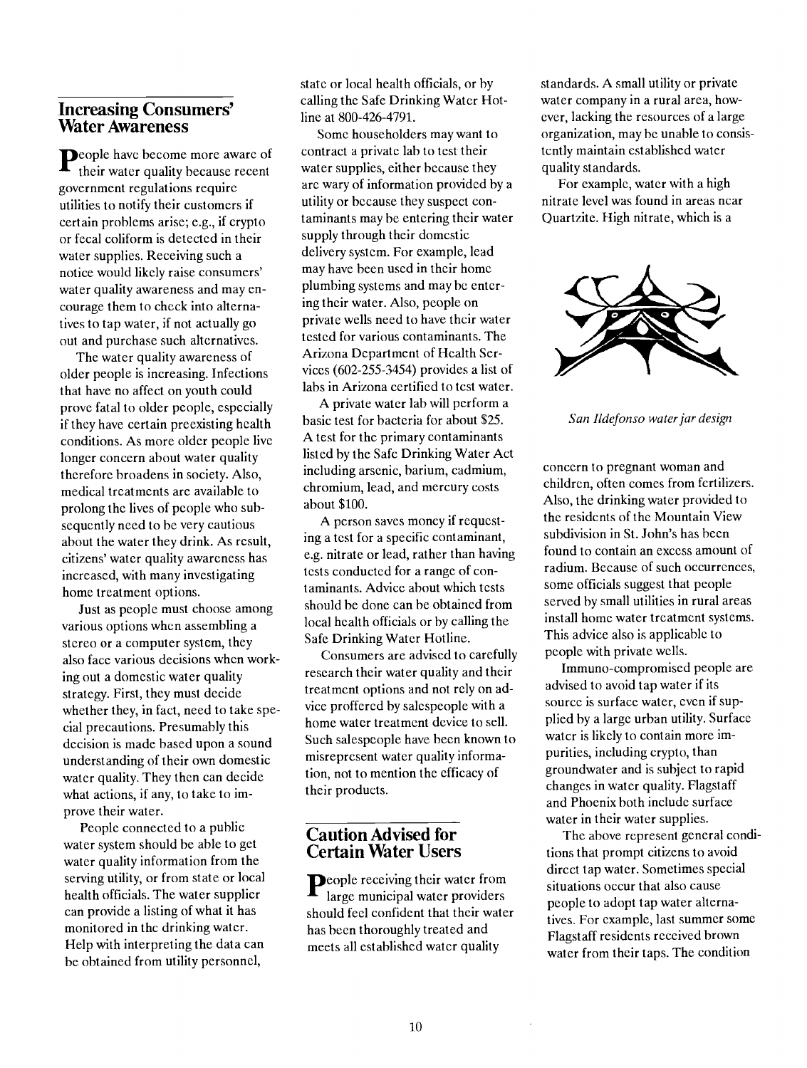## Increasing Consumers' Water Awareness

People have become more aware of their water quality because recent government regulations require utilities to notify their customers if certain problems arise; e.g., if crypto or fecal coliform is detected in their water supplies. Receiving such a notice would likely raise consumers' water quality awareness and may encourage them to check into alternatives to tap water, if not actually go out and purchase such alternatives.

The water quality awareness of older people is increasing. Infections that have no affect on youth could prove fatal to older people, especially if they have certain preexisting health conditions. As more older people live longer concern about water quality therefore broadens in society. Also, medical treatments are available to prolong the lives of people who subsequently need to be very cautious about the water they drink. As result, citizens' water quality awareness has increased, with many investigating home treatment options.

Just as people must choose among various options when assembling a stereo or a computer system, they also face various decisions when working out a domestic water quality strategy. First, they must decide whether they, in fact, need to take special precautions. Presumably this decision is made based upon a sound understanding of their own domestic water quality. They then can decide what actions, if any, to take to improve their water.

People connected to a public water system should be able to get water quality information from the serving utility, or from state or local health officials. The water supplier can provide a listing of what it has monitored in the drinking water. Help with interpreting the data can be obtained from utility personnel, state or local health officials, or by calling the Safe Drinking Water Hotline at 800-426-4791.

Some householders may want to contract a private lab to test their water supplies, either because they are wary of information provided by a utility or because they suspect contaminants may be entering their water supply through their domestic delivery system. For example, lead may have been used in their home plumbing systems and may be entering their water. Also, people on private wells need to have their water tested for various contaminants. The Arizona Department of Health Services (602-255-3454) provides a list of labs in Arizona certified to test water.

A private water lab will perform a basic test for bacteria for about $25. A test for the primary contaminants listed by the Safe Drinking Water Act including arsenic, barium, cadmium, chromium, lead, and mercury costs about $100.

A person saves money if requesting a test for a specific contaminant, e.g. nitrate or lead, rather than having tests conducted for a range of contaminants. Advice about which tests should be done can be obtained from local health officials or by calling the Safe Drinking Water Hotline.

Consumers are advised to carefully research their water quality and their treatment options and not rely on advice proffered by salespeople with a home water treatment device to sell. Such salespeople have been known to misrepresent water quality information, not to mention the efficacy of their products.

## Caution Advised for Certain Water Users

People receiving their water from large municipal water providers should feel confident that their water has been thoroughly treated and meets all established water quality standards. A small utility or private water company in a rural area, however, lacking the resources of a large organization, may be unable to consistently maintain established water quality standards.

For example, water with a high nitrate level was found in areas near Quartzite. High nitrate, which is a concern to pregnant woman and children, often comes from fertilizers. Also, the drinking water provided to the residents of the Mountain View subdivision in St. John's has been found to contain an excess amount of radium. Because of such occurrences, some officials suggest that people served by small utilities in rural areas install home water treatment systems. This advice also is applicable to people with private wells.

*San Ildefonso water jar design*

Immuno-compromised people are advised to avoid tap water if its source is surface water, even if supplied by a large urban utility. Surface water is likely to contain more impurities, including crypto, than groundwater and is subject to rapid changes in water quality. Flagstaff and Phoenix both include surface water in their water supplies.

The above represent general conditions that prompt citizens to avoid direct tap water. Sometimes special situations occur that also cause people to adopt tap water alternatives. For example, last summer some Flagstaff residents received brown water from their taps. The condition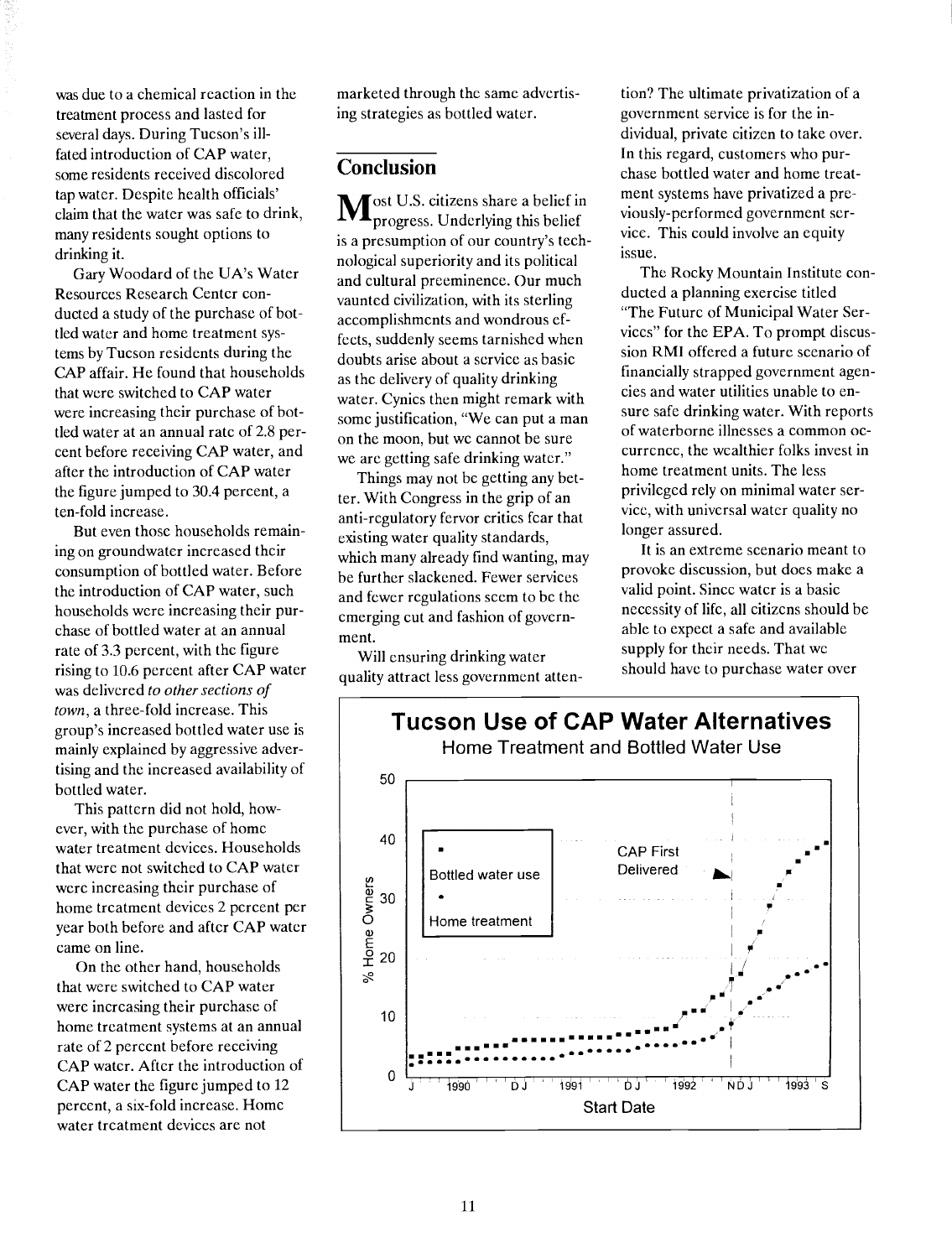was due to a chemical reaction in the treatment process and lasted for several days. During Tucson's ill-fated introduction of CAP water, some residents received discolored tap water. Despite health officials' claim that the water was safe to drink, many residents sought options to drinking it.

Gary Woodard of the UA's Water Resources Research Center conducted a study of the purchase of bottled water and home treatment systems by Tucson residents during the CAP affair. He found that households that were switched to CAP water were increasing their purchase of bottled water at an annual rate of 2.8 percent before receiving CAP water, and after the introduction of CAP water the figure jumped to 30.4 percent, a ten-fold increase.

But even those households remaining on groundwater increased their consumption of bottled water. Before the introduction of CAP water, such households were increasing their purchase of bottled water at an annual rate of 3.3 percent, with the figure rising to 10.6 percent after CAP water was delivered *to other sections of town*, a three-fold increase. This group's increased bottled water use is mainly explained by aggressive advertising and the increased availability of bottled water.

This pattern did not hold, however, with the purchase of home water treatment devices. Households that were not switched to CAP water were increasing their purchase of home treatment devices 2 percent per year both before and after CAP water came on line.

On the other hand, households that were switched to CAP water were increasing their purchase of home treatment systems at an annual rate of 2 percent before receiving CAP water. After the introduction of CAP water the figure jumped to 12 percent, a six-fold increase. Home water treatment devices are not marketed through the same advertising strategies as bottled water.

## Conclusion

Most U.S. citizens share a belief in progress. Underlying this belief is a presumption of our country's technological superiority and its political and cultural preeminence. Our much vaunted civilization, with its sterling accomplishments and wondrous effects, suddenly seems tarnished when doubts arise about a service as basic as the delivery of quality drinking water. Cynics then might remark with some justification, "We can put a man on the moon, but we cannot be sure we are getting safe drinking water."

Things may not be getting any better. With Congress in the grip of an anti-regulatory fervor critics fear that existing water quality standards, which many already find wanting, may be further slackened. Fewer services and fewer regulations seem to be the emerging cut and fashion of government.

Will ensuring drinking water quality attract less government attention? The ultimate privatization of a government service is for the individual, private citizen to take over. In this regard, customers who purchase bottled water and home treatment systems have privatized a previously-performed government service. This could involve an equity issue.

The Rocky Mountain Institute conducted a planning exercise titled "The Future of Municipal Water Services" for the EPA. To prompt discussion RMI offered a future scenario of financially strapped government agencies and water utilities unable to ensure safe drinking water. With reports of waterborne illnesses a common occurrence, the wealthier folks invest in home treatment units. The less privileged rely on minimal water service, with universal water quality no longer assured.

It is an extreme scenario meant to provoke discussion, but does make a valid point. Since water is a basic necessity of life, all citizens should be able to expect a safe and available supply for their needs. That we should have to purchase water over

**Tucson Use of CAP Water Alternatives**
Home Treatment and Bottled Water Use

(Chart: % Home Owners vs. Start Date, 1990–1993; series: Bottled water use, Home treatment; annotation: CAP First Delivered)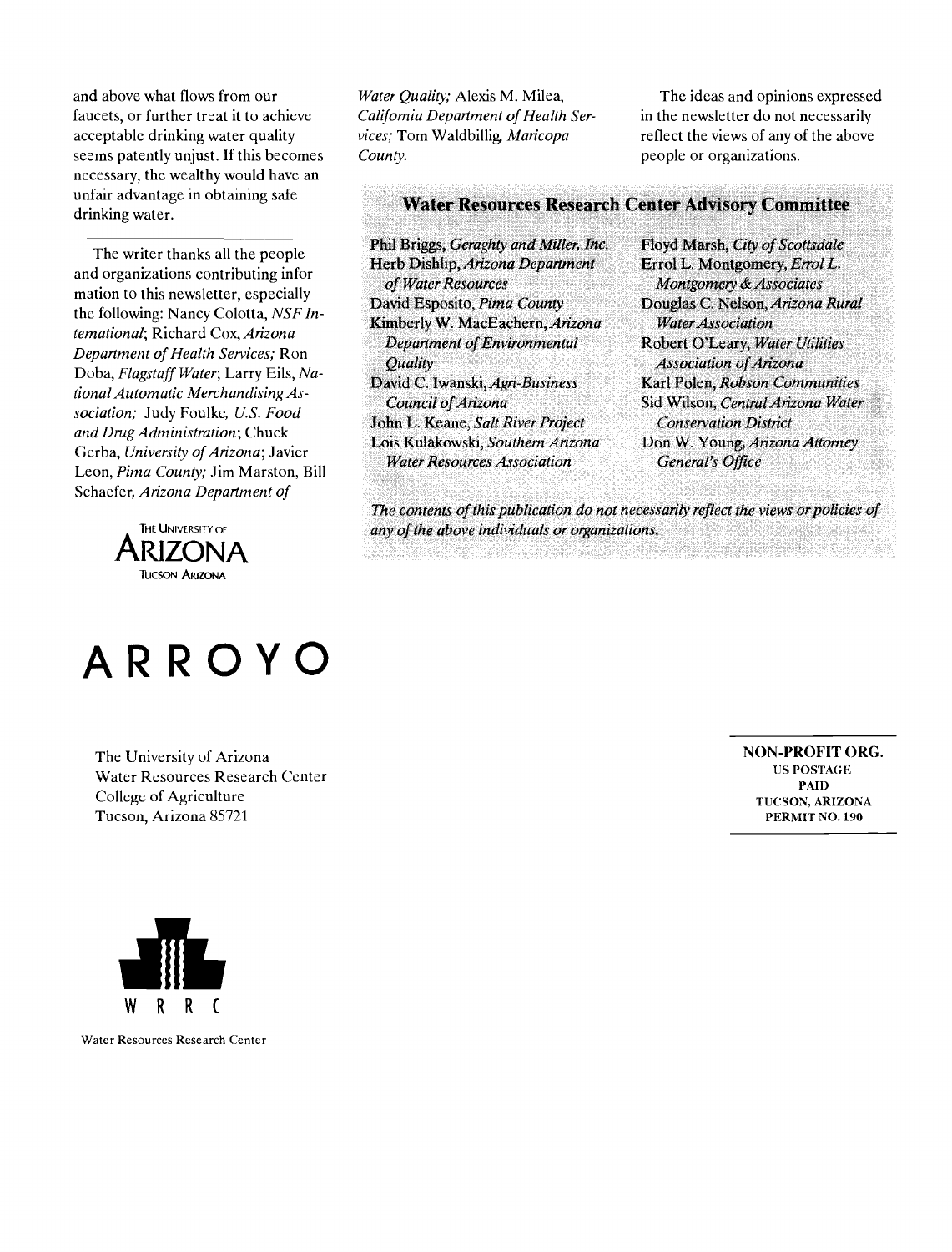and above what flows from our faucets, or further treat it to achieve acceptable drinking water quality seems patently unjust. If this becomes necessary, the wealthy would have an unfair advantage in obtaining safe drinking water.

The writer thanks all the people and organizations contributing information to this newsletter, especially the following: Nancy Colotta, *NSF International*; Richard Cox, *Arizona Department of Health Services;* Ron Doba, *Flagstaff Water*; Larry Eils, *National Automatic Merchandising Association;* Judy Foulke, *U.S. Food and Drug Administration*; Chuck Gerba, *University of Arizona*; Javier Leon, *Pima County;* Jim Marston, Bill Schaefer, *Arizona Department of Water Quality;* Alexis M. Milea, *California Department of Health Services;* Tom Waldbillig, *Maricopa County.*

The ideas and opinions expressed in the newsletter do not necessarily reflect the views of any of the above people or organizations.

## Water Resources Research Center Advisory Committee

Phil Briggs, *Geraghty and Miller, Inc.*
Herb Dishlip, *Arizona Department of Water Resources*
David Esposito, *Pima County*
Kimberly W. MacEachern, *Arizona Department of Environmental Quality*
David C. Iwanski, *Agri-Business Council of Arizona*
John L. Keane, *Salt River Project*
Lois Kulakowski, *Southern Arizona Water Resources Association*
Floyd Marsh, *City of Scottsdale*
Errol L. Montgomery, *Errol L. Montgomery & Associates*
Douglas C. Nelson, *Arizona Rural Water Association*
Robert O'Leary, *Water Utilities Association of Arizona*
Karl Polen, *Robson Communities*
Sid Wilson, *Central Arizona Water Conservation District*
Don W. Young, *Arizona Attorney General's Office*

*The contents of this publication do not necessarily reflect the views or policies of any of the above individuals or organizations.*

THE UNIVERSITY OF ARIZONA
TUCSON ARIZONA

# ARROYO

The University of Arizona
Water Resources Research Center
College of Agriculture
Tucson, Arizona 85721

NON-PROFIT ORG.
US POSTAGE
PAID
TUCSON, ARIZONA
PERMIT NO. 190

W R R C

Water Resources Research Center